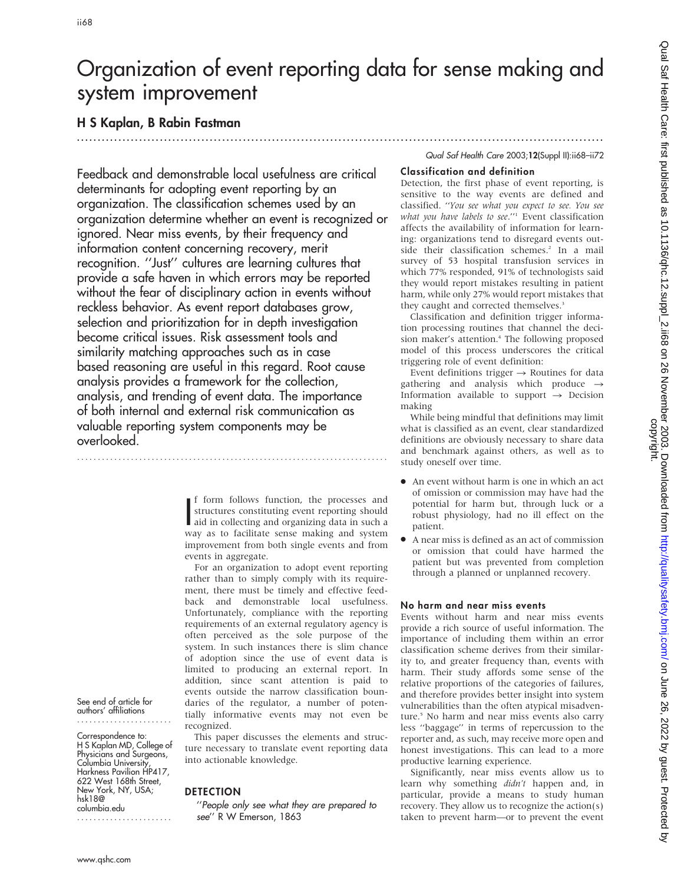# Organization of event reporting data for sense making and system improvement

## H S Kaplan, B Rabin Fastman

Feedback and demonstrable local usefulness are critical determinants for adopting event reporting by an organization. The classification schemes used by an organization determine whether an event is recognized or ignored. Near miss events, by their frequency and information content concerning recovery, merit recognition. ''Just'' cultures are learning cultures that provide a safe haven in which errors may be reported without the fear of disciplinary action in events without reckless behavior. As event report databases grow, selection and prioritization for in depth investigation become critical issues. Risk assessment tools and similarity matching approaches such as in case based reasoning are useful in this regard. Root cause analysis provides a framework for the collection, analysis, and trending of event data. The importance of both internal and external risk communication as valuable reporting system components may be overlooked.

See end of article for authors' affiliations

Correspondence to: H S Kaplan MD, College of Physicians and Surgeons, Columbia University, Harkness Pavilion HP417, 622 West 168th Street, New York, NY, USA; hsk18@columbia.edu

If form follows function, the processes and structures constituting event reporting should aid in collecting and organizing data in such a way as to facilitate sense making and system improvement from both single events and from events in aggregate.

For an organization to adopt event reporting rather than to simply comply with its requirement, there must be timely and effective feedback and demonstrable local usefulness. Unfortunately, compliance with the reporting requirements of an external regulatory agency is often perceived as the sole purpose of the system. In such instances there is slim chance of adoption since the use of event data is limited to producing an external report. In addition, since scant attention is paid to events outside the narrow classification boundaries of the regulator, a number of potentially informative events may not even be recognized.

This paper discusses the elements and structure necessary to translate event reporting data into actionable knowledge.

## DETECTION

*''People only see what they are prepared to see'' R W Emerson, 1863*

### Classification and definition

Detection, the first phase of event reporting, is sensitive to the way events are defined and classified. *''You see what you expect to see. You see what you have labels to see.''*[1] Event classification affects the availability of information for learning: organizations tend to disregard events outside their classification schemes.[2] In a mail survey of 53 hospital transfusion services in which 77% responded, 91% of technologists said they would report mistakes resulting in patient harm, while only 27% would report mistakes that they caught and corrected themselves.[3]

Classification and definition trigger information processing routines that channel the decision maker's attention.[4] The following proposed model of this process underscores the critical triggering role of event definition:

Event definitions trigger → Routines for data gathering and analysis which produce → Information available to support → Decision making

While being mindful that definitions may limit what is classified as an event, clear standardized definitions are obviously necessary to share data and benchmark against others, as well as to study oneself over time.

- An event without harm is one in which an act of omission or commission may have had the potential for harm but, through luck or a robust physiology, had no ill effect on the patient.
- A near miss is defined as an act of commission or omission that could have harmed the patient but was prevented from completion through a planned or unplanned recovery.

### No harm and near miss events

Events without harm and near miss events provide a rich source of useful information. The importance of including them within an error classification scheme derives from their similarity to, and greater frequency than, events with harm. Their study affords some sense of the relative proportions of the categories of failures, and therefore provides better insight into system vulnerabilities than the often atypical misadventure.[5] No harm and near miss events also carry less ''baggage'' in terms of repercussion to the reporter and, as such, may receive more open and honest investigations. This can lead to a more productive learning experience.

Significantly, near miss events allow us to learn why something *didn't* happen and, in particular, provide a means to study human recovery. They allow us to recognize the action(s) taken to prevent harm—or to prevent the event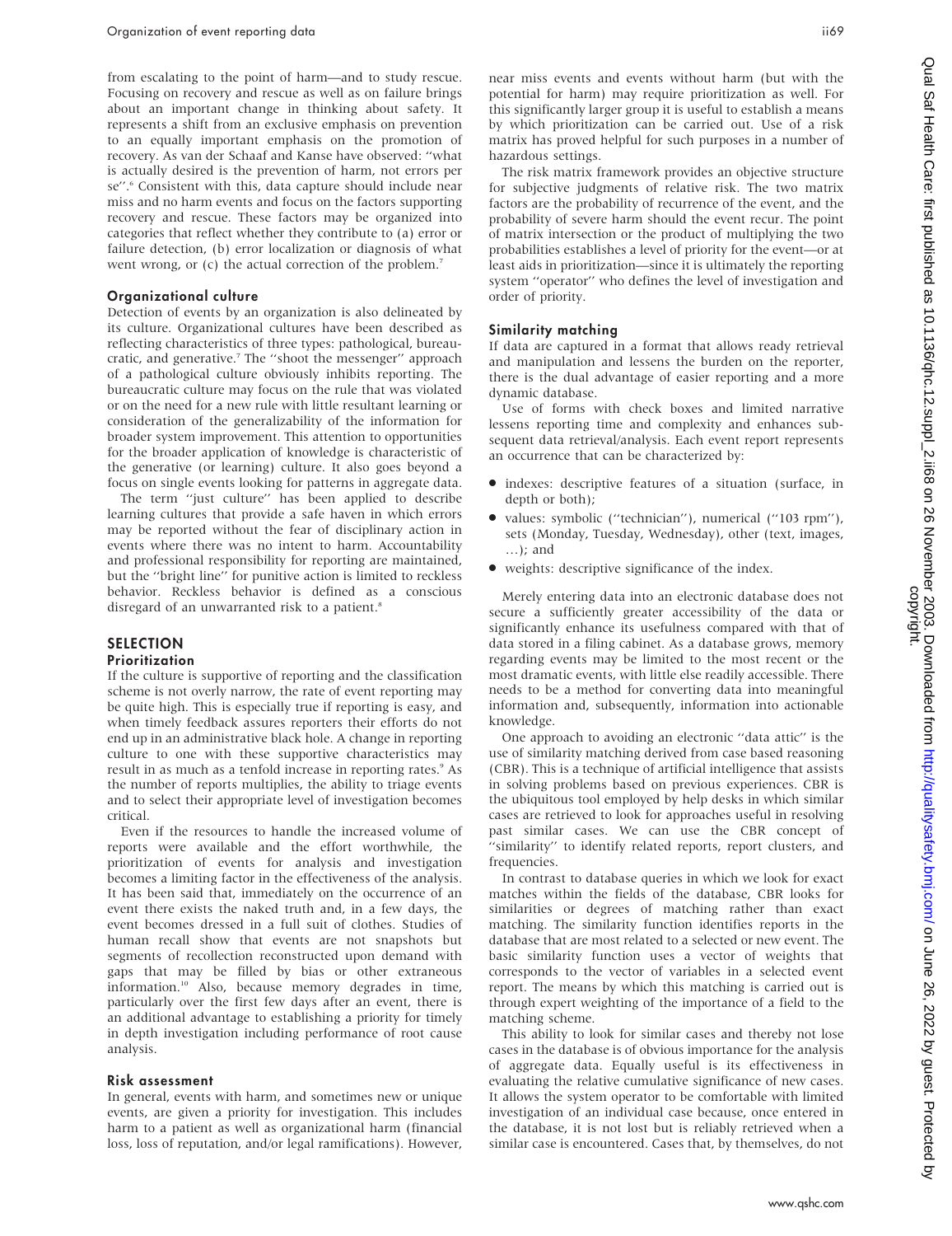from escalating to the point of harm—and to study rescue. Focusing on recovery and rescue as well as on failure brings about an important change in thinking about safety. It represents a shift from an exclusive emphasis on prevention to an equally important emphasis on the promotion of recovery. As van der Schaaf and Kanse have observed: "what is actually desired is the prevention of harm, not errors per se".[6] Consistent with this, data capture should include near miss and no harm events and focus on the factors supporting recovery and rescue. These factors may be organized into categories that reflect whether they contribute to (a) error or failure detection, (b) error localization or diagnosis of what went wrong, or (c) the actual correction of the problem.[7]

### Organizational culture

Detection of events by an organization is also delineated by its culture. Organizational cultures have been described as reflecting characteristics of three types: pathological, bureaucratic, and generative.[7] The "shoot the messenger" approach of a pathological culture obviously inhibits reporting. The bureaucratic culture may focus on the rule that was violated or on the need for a new rule with little resultant learning or consideration of the generalizability of the information for broader system improvement. This attention to opportunities for the broader application of knowledge is characteristic of the generative (or learning) culture. It also goes beyond a focus on single events looking for patterns in aggregate data.

The term "just culture" has been applied to describe learning cultures that provide a safe haven in which errors may be reported without the fear of disciplinary action in events where there was no intent to harm. Accountability and professional responsibility for reporting are maintained, but the "bright line" for punitive action is limited to reckless behavior. Reckless behavior is defined as a conscious disregard of an unwarranted risk to a patient.[8]

## SELECTION

### Prioritization

If the culture is supportive of reporting and the classification scheme is not overly narrow, the rate of event reporting may be quite high. This is especially true if reporting is easy, and when timely feedback assures reporters their efforts do not end up in an administrative black hole. A change in reporting culture to one with these supportive characteristics may result in as much as a tenfold increase in reporting rates.[9] As the number of reports multiplies, the ability to triage events and to select their appropriate level of investigation becomes critical.

Even if the resources to handle the increased volume of reports were available and the effort worthwhile, the prioritization of events for analysis and investigation becomes a limiting factor in the effectiveness of the analysis. It has been said that, immediately on the occurrence of an event there exists the naked truth and, in a few days, the event becomes dressed in a full suit of clothes. Studies of human recall show that events are not snapshots but segments of recollection reconstructed upon demand with gaps that may be filled by bias or other extraneous information.[10] Also, because memory degrades in time, particularly over the first few days after an event, there is an additional advantage to establishing a priority for timely in depth investigation including performance of root cause analysis.

### Risk assessment

In general, events with harm, and sometimes new or unique events, are given a priority for investigation. This includes harm to a patient as well as organizational harm (financial loss, loss of reputation, and/or legal ramifications). However, near miss events and events without harm (but with the potential for harm) may require prioritization as well. For this significantly larger group it is useful to establish a means by which prioritization can be carried out. Use of a risk matrix has proved helpful for such purposes in a number of hazardous settings.

The risk matrix framework provides an objective structure for subjective judgments of relative risk. The two matrix factors are the probability of recurrence of the event, and the probability of severe harm should the event recur. The point of matrix intersection or the product of multiplying the two probabilities establishes a level of priority for the event—or at least aids in prioritization—since it is ultimately the reporting system "operator" who defines the level of investigation and order of priority.

### Similarity matching

If data are captured in a format that allows ready retrieval and manipulation and lessens the burden on the reporter, there is the dual advantage of easier reporting and a more dynamic database.

Use of forms with check boxes and limited narrative lessens reporting time and complexity and enhances subsequent data retrieval/analysis. Each event report represents an occurrence that can be characterized by:

- indexes: descriptive features of a situation (surface, in depth or both);
- values: symbolic ("technician"), numerical ("103 rpm"), sets (Monday, Tuesday, Wednesday), other (text, images, …); and
- weights: descriptive significance of the index.

Merely entering data into an electronic database does not secure a sufficiently greater accessibility of the data or significantly enhance its usefulness compared with that of data stored in a filing cabinet. As a database grows, memory regarding events may be limited to the most recent or the most dramatic events, with little else readily accessible. There needs to be a method for converting data into meaningful information and, subsequently, information into actionable knowledge.

One approach to avoiding an electronic "data attic" is the use of similarity matching derived from case based reasoning (CBR). This is a technique of artificial intelligence that assists in solving problems based on previous experiences. CBR is the ubiquitous tool employed by help desks in which similar cases are retrieved to look for approaches useful in resolving past similar cases. We can use the CBR concept of "similarity" to identify related reports, report clusters, and frequencies.

In contrast to database queries in which we look for exact matches within the fields of the database, CBR looks for similarities or degrees of matching rather than exact matching. The similarity function identifies reports in the database that are most related to a selected or new event. The basic similarity function uses a vector of weights that corresponds to the vector of variables in a selected event report. The means by which this matching is carried out is through expert weighting of the importance of a field to the matching scheme.

This ability to look for similar cases and thereby not lose cases in the database is of obvious importance for the analysis of aggregate data. Equally useful is its effectiveness in evaluating the relative cumulative significance of new cases. It allows the system operator to be comfortable with limited investigation of an individual case because, once entered in the database, it is not lost but is reliably retrieved when a similar case is encountered. Cases that, by themselves, do not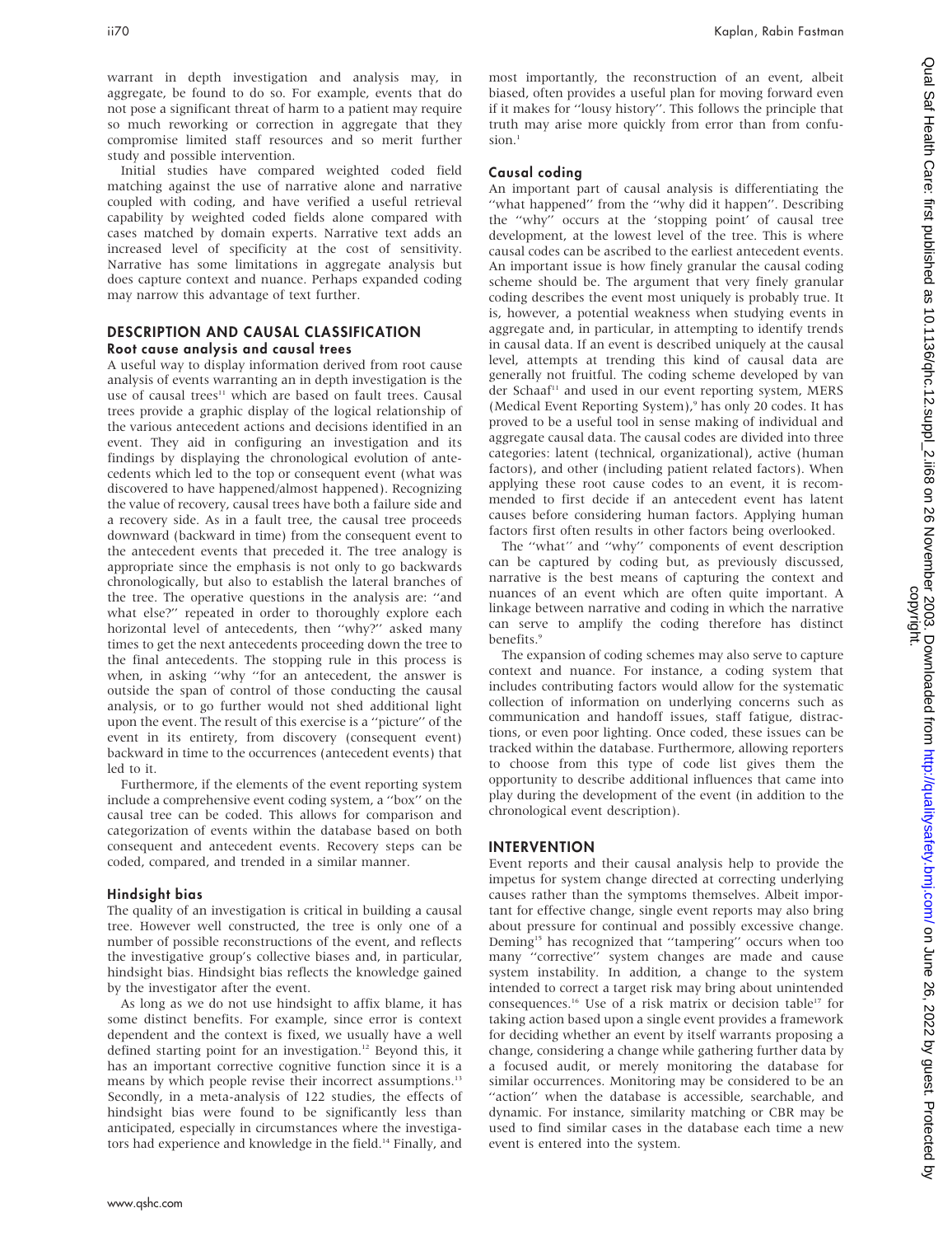warrant in depth investigation and analysis may, in aggregate, be found to do so. For example, events that do not pose a significant threat of harm to a patient may require so much reworking or correction in aggregate that they compromise limited staff resources and so merit further study and possible intervention.

Initial studies have compared weighted coded field matching against the use of narrative alone and narrative coupled with coding, and have verified a useful retrieval capability by weighted coded fields alone compared with cases matched by domain experts. Narrative text adds an increased level of specificity at the cost of sensitivity. Narrative has some limitations in aggregate analysis but does capture context and nuance. Perhaps expanded coding may narrow this advantage of text further.

## DESCRIPTION AND CAUSAL CLASSIFICATION

### Root cause analysis and causal trees

A useful way to display information derived from root cause analysis of events warranting an in depth investigation is the use of causal trees[11] which are based on fault trees. Causal trees provide a graphic display of the logical relationship of the various antecedent actions and decisions identified in an event. They aid in configuring an investigation and its findings by displaying the chronological evolution of antecedents which led to the top or consequent event (what was discovered to have happened/almost happened). Recognizing the value of recovery, causal trees have both a failure side and a recovery side. As in a fault tree, the causal tree proceeds downward (backward in time) from the consequent event to the antecedent events that preceded it. The tree analogy is appropriate since the emphasis is not only to go backwards chronologically, but also to establish the lateral branches of the tree. The operative questions in the analysis are: ''and what else?'' repeated in order to thoroughly explore each horizontal level of antecedents, then ''why?'' asked many times to get the next antecedents proceeding down the tree to the final antecedents. The stopping rule in this process is when, in asking ''why ''for an antecedent, the answer is outside the span of control of those conducting the causal analysis, or to go further would not shed additional light upon the event. The result of this exercise is a ''picture'' of the event in its entirety, from discovery (consequent event) backward in time to the occurrences (antecedent events) that led to it.

Furthermore, if the elements of the event reporting system include a comprehensive event coding system, a ''box'' on the causal tree can be coded. This allows for comparison and categorization of events within the database based on both consequent and antecedent events. Recovery steps can be coded, compared, and trended in a similar manner.

### Hindsight bias

The quality of an investigation is critical in building a causal tree. However well constructed, the tree is only one of a number of possible reconstructions of the event, and reflects the investigative group's collective biases and, in particular, hindsight bias. Hindsight bias reflects the knowledge gained by the investigator after the event.

As long as we do not use hindsight to affix blame, it has some distinct benefits. For example, since error is context dependent and the context is fixed, we usually have a well defined starting point for an investigation.[12] Beyond this, it has an important corrective cognitive function since it is a means by which people revise their incorrect assumptions.[13] Secondly, in a meta-analysis of 122 studies, the effects of hindsight bias were found to be significantly less than anticipated, especially in circumstances where the investigators had experience and knowledge in the field.[14] Finally, and most importantly, the reconstruction of an event, albeit biased, often provides a useful plan for moving forward even if it makes for ''lousy history''. This follows the principle that truth may arise more quickly from error than from confusion.[1]

### Causal coding

An important part of causal analysis is differentiating the ''what happened'' from the ''why did it happen''. Describing the ''why'' occurs at the 'stopping point' of causal tree development, at the lowest level of the tree. This is where causal codes can be ascribed to the earliest antecedent events. An important issue is how finely granular the causal coding scheme should be. The argument that very finely granular coding describes the event most uniquely is probably true. It is, however, a potential weakness when studying events in aggregate and, in particular, in attempting to identify trends in causal data. If an event is described uniquely at the causal level, attempts at trending this kind of causal data are generally not fruitful. The coding scheme developed by van der Schaaf[11] and used in our event reporting system, MERS (Medical Event Reporting System),[9] has only 20 codes. It has proved to be a useful tool in sense making of individual and aggregate causal data. The causal codes are divided into three categories: latent (technical, organizational), active (human factors), and other (including patient related factors). When applying these root cause codes to an event, it is recommended to first decide if an antecedent event has latent causes before considering human factors. Applying human factors first often results in other factors being overlooked.

The ''what'' and ''why'' components of event description can be captured by coding but, as previously discussed, narrative is the best means of capturing the context and nuances of an event which are often quite important. A linkage between narrative and coding in which the narrative can serve to amplify the coding therefore has distinct benefits.[9]

The expansion of coding schemes may also serve to capture context and nuance. For instance, a coding system that includes contributing factors would allow for the systematic collection of information on underlying concerns such as communication and handoff issues, staff fatigue, distractions, or even poor lighting. Once coded, these issues can be tracked within the database. Furthermore, allowing reporters to choose from this type of code list gives them the opportunity to describe additional influences that came into play during the development of the event (in addition to the chronological event description).

## INTERVENTION

Event reports and their causal analysis help to provide the impetus for system change directed at correcting underlying causes rather than the symptoms themselves. Albeit important for effective change, single event reports may also bring about pressure for continual and possibly excessive change. Deming[15] has recognized that ''tampering'' occurs when too many ''corrective'' system changes are made and cause system instability. In addition, a change to the system intended to correct a target risk may bring about unintended consequences.[16] Use of a risk matrix or decision table[17] for taking action based upon a single event provides a framework for deciding whether an event by itself warrants proposing a change, considering a change while gathering further data by a focused audit, or merely monitoring the database for similar occurrences. Monitoring may be considered to be an ''action'' when the database is accessible, searchable, and dynamic. For instance, similarity matching or CBR may be used to find similar cases in the database each time a new event is entered into the system.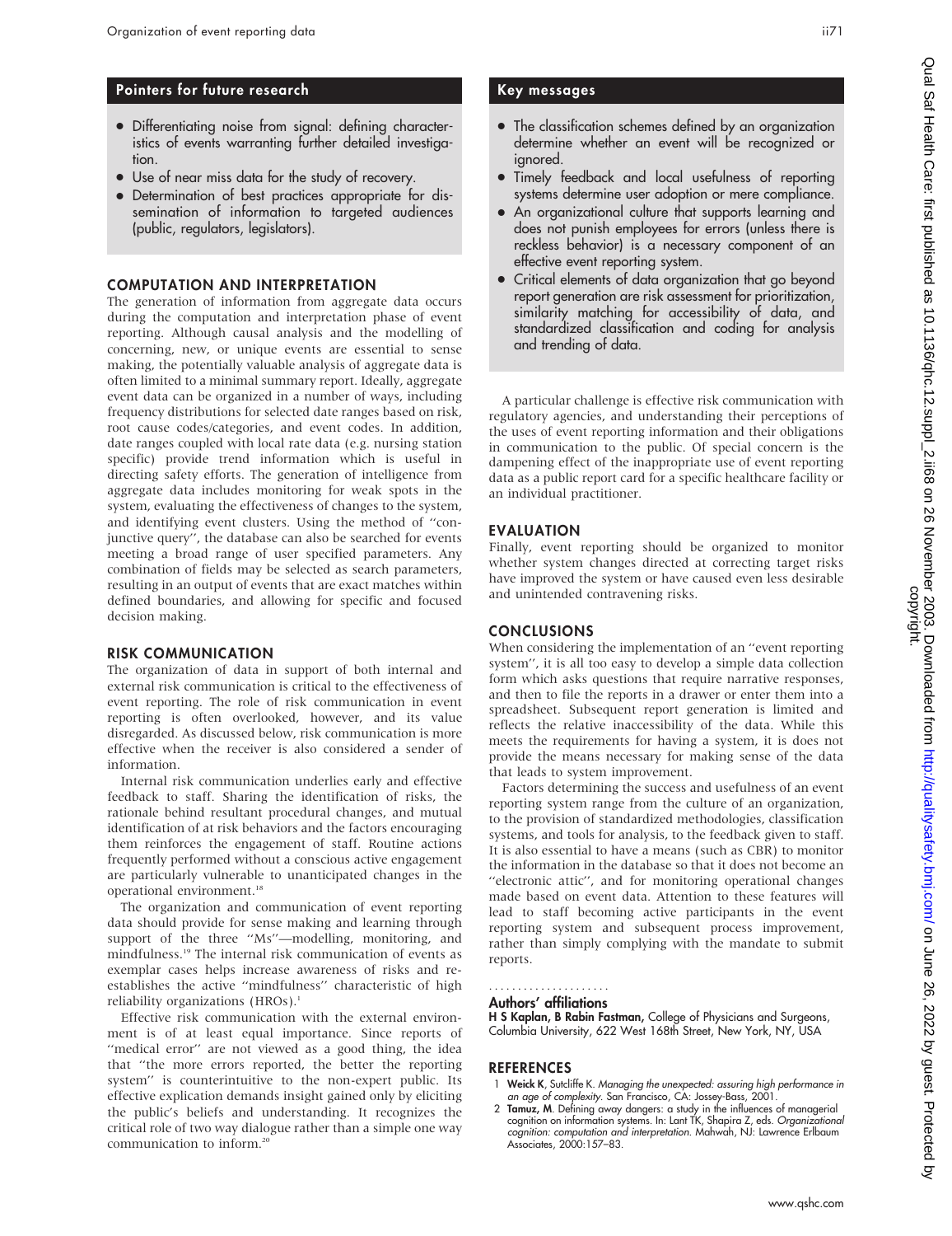## Pointers for future research

- Differentiating noise from signal: defining characteristics of events warranting further detailed investigation.
- Use of near miss data for the study of recovery.
- Determination of best practices appropriate for dissemination of information to targeted audiences (public, regulators, legislators).

## COMPUTATION AND INTERPRETATION

The generation of information from aggregate data occurs during the computation and interpretation phase of event reporting. Although causal analysis and the modelling of concerning, new, or unique events are essential to sense making, the potentially valuable analysis of aggregate data is often limited to a minimal summary report. Ideally, aggregate event data can be organized in a number of ways, including frequency distributions for selected date ranges based on risk, root cause codes/categories, and event codes. In addition, date ranges coupled with local rate data (e.g. nursing station specific) provide trend information which is useful in directing safety efforts. The generation of intelligence from aggregate data includes monitoring for weak spots in the system, evaluating the effectiveness of changes to the system, and identifying event clusters. Using the method of "conjunctive query", the database can also be searched for events meeting a broad range of user specified parameters. Any combination of fields may be selected as search parameters, resulting in an output of events that are exact matches within defined boundaries, and allowing for specific and focused decision making.

## RISK COMMUNICATION

The organization of data in support of both internal and external risk communication is critical to the effectiveness of event reporting. The role of risk communication in event reporting is often overlooked, however, and its value disregarded. As discussed below, risk communication is more effective when the receiver is also considered a sender of information.

Internal risk communication underlies early and effective feedback to staff. Sharing the identification of risks, the rationale behind resultant procedural changes, and mutual identification of at risk behaviors and the factors encouraging them reinforces the engagement of staff. Routine actions frequently performed without a conscious active engagement are particularly vulnerable to unanticipated changes in the operational environment.[18]

The organization and communication of event reporting data should provide for sense making and learning through support of the three "Ms"—modelling, monitoring, and mindfulness.[19] The internal risk communication of events as exemplar cases helps increase awareness of risks and re-establishes the active "mindfulness" characteristic of high reliability organizations (HROs).[1]

Effective risk communication with the external environment is of at least equal importance. Since reports of "medical error" are not viewed as a good thing, the idea that "the more errors reported, the better the reporting system" is counterintuitive to the non-expert public. Its effective explication demands insight gained only by eliciting the public's beliefs and understanding. It recognizes the critical role of two way dialogue rather than a simple one way communication to inform.[20]

## Key messages

- The classification schemes defined by an organization determine whether an event will be recognized or ignored.
- Timely feedback and local usefulness of reporting systems determine user adoption or mere compliance.
- An organizational culture that supports learning and does not punish employees for errors (unless there is reckless behavior) is a necessary component of an effective event reporting system.
- Critical elements of data organization that go beyond report generation are risk assessment for prioritization, similarity matching for accessibility of data, and standardized classification and coding for analysis and trending of data.

A particular challenge is effective risk communication with regulatory agencies, and understanding their perceptions of the uses of event reporting information and their obligations in communication to the public. Of special concern is the dampening effect of the inappropriate use of event reporting data as a public report card for a specific healthcare facility or an individual practitioner.

## EVALUATION

Finally, event reporting should be organized to monitor whether system changes directed at correcting target risks have improved the system or have caused even less desirable and unintended contravening risks.

## CONCLUSIONS

When considering the implementation of an "event reporting system", it is all too easy to develop a simple data collection form which asks questions that require narrative responses, and then to file the reports in a drawer or enter them into a spreadsheet. Subsequent report generation is limited and reflects the relative inaccessibility of the data. While this meets the requirements for having a system, it is does not provide the means necessary for making sense of the data that leads to system improvement.

Factors determining the success and usefulness of an event reporting system range from the culture of an organization, to the provision of standardized methodologies, classification systems, and tools for analysis, to the feedback given to staff. It is also essential to have a means (such as CBR) to monitor the information in the database so that it does not become an "electronic attic", and for monitoring operational changes made based on event data. Attention to these features will lead to staff becoming active participants in the event reporting system and subsequent process improvement, rather than simply complying with the mandate to submit reports.

### Authors' affiliations

**H S Kaplan, B Rabin Fastman,** College of Physicians and Surgeons, Columbia University, 622 West 168th Street, New York, NY, USA

## REFERENCES

1. **Weick K**, Sutcliffe K. *Managing the unexpected: assuring high performance in an age of complexity.* San Francisco, CA: Jossey-Bass, 2001.
2. **Tamuz, M**. Defining away dangers: a study in the influences of managerial cognition on information systems. In: Lant TK, Shapira Z, eds. *Organizational cognition: computation and interpretation.* Mahwah, NJ: Lawrence Erlbaum Associates, 2000:157–83.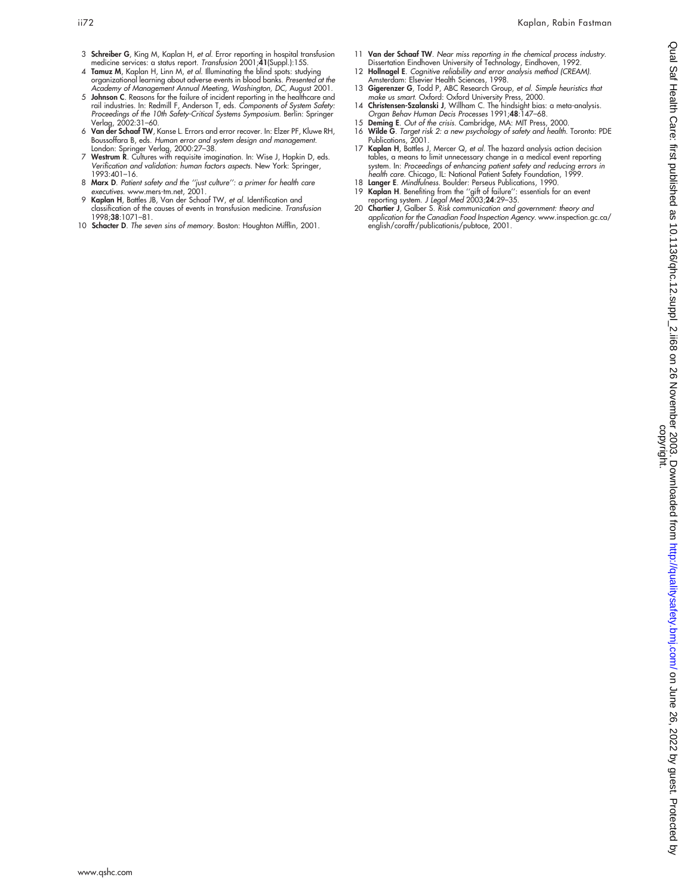3 **Schreiber G**, King M, Kaplan H, *et al*. Error reporting in hospital transfusion medicine services: a status report. *Transfusion* 2001;**41**(Suppl.):15S.

4 **Tamuz M**, Kaplan H, Linn M, *et al*. Illuminating the blind spots: studying organizational learning about adverse events in blood banks. *Presented at the Academy of Management Annual Meeting, Washington, DC,* August 2001.

5 **Johnson C**. Reasons for the failure of incident reporting in the healthcare and rail industries. In: Redmill F, Anderson T, eds. *Components of System Safety: Proceedings of the 10th Safety-Critical Systems Symposium*. Berlin: Springer Verlag, 2002:31–60.

6 **Van der Schaaf TW**, Kanse L. Errors and error recover. In: Elzer PF, Kluwe RH, Boussoffara B, eds. *Human error and system design and management*. London: Springer Verlag, 2000:27–38.

7 **Westrum R**. Cultures with requisite imagination. In: Wise J, Hopkin D, eds. *Verification and validation: human factors aspects*. New York: Springer, 1993:401–16.

8 **Marx D**. *Patient safety and the ''just culture'': a primer for health care executives*. www.mers-tm.net, 2001.

9 **Kaplan H**, Battles JB, Van der Schaaf TW, *et al*. Identification and classification of the causes of events in transfusion medicine. *Transfusion* 1998;**38**:1071–81.

10 **Schacter D**. *The seven sins of memory*. Boston: Houghton Mifflin, 2001.

11 **Van der Schaaf TW**. *Near miss reporting in the chemical process industry*. Dissertation Eindhoven University of Technology, Eindhoven, 1992.

12 **Hollnagel E**. *Cognitive reliability and error analysis method (CREAM)*. Amsterdam: Elsevier Health Sciences, 1998.

13 **Gigerenzer G**, Todd P, ABC Research Group, *et al*. *Simple heuristics that make us smart*. Oxford: Oxford University Press, 2000.

14 **Christensen-Szalanski J**, Willham C. The hindsight bias: a meta-analysis. *Organ Behav Human Decis Processes* 1991;**48**:147–68.

15 **Deming E**. *Out of the crisis*. Cambridge, MA: MIT Press, 2000.

16 **Wilde G**. *Target risk 2: a new psychology of safety and health*. Toronto: PDE Publications, 2001.

17 **Kaplan H**, Battles J, Mercer Q, *et al*. The hazard analysis action decision tables, a means to limit unnecessary change in a medical event reporting system. In: *Proceedings of enhancing patient safety and reducing errors in health care*. Chicago, IL: National Patient Safety Foundation, 1999.

18 **Langer E**. *Mindfulness*. Boulder: Perseus Publications, 1990.

19 **Kaplan H**. Benefiting from the ''gift of failure'': essentials for an event reporting system. *J Legal Med* 2003;**24**:29–35.

20 **Chartier J**, Galber S. *Risk communication and government: theory and application for the Canadian Food Inspection Agency*. www.inspection.gc.ca/english/coraffr/publicationis/pubtoce, 2001.